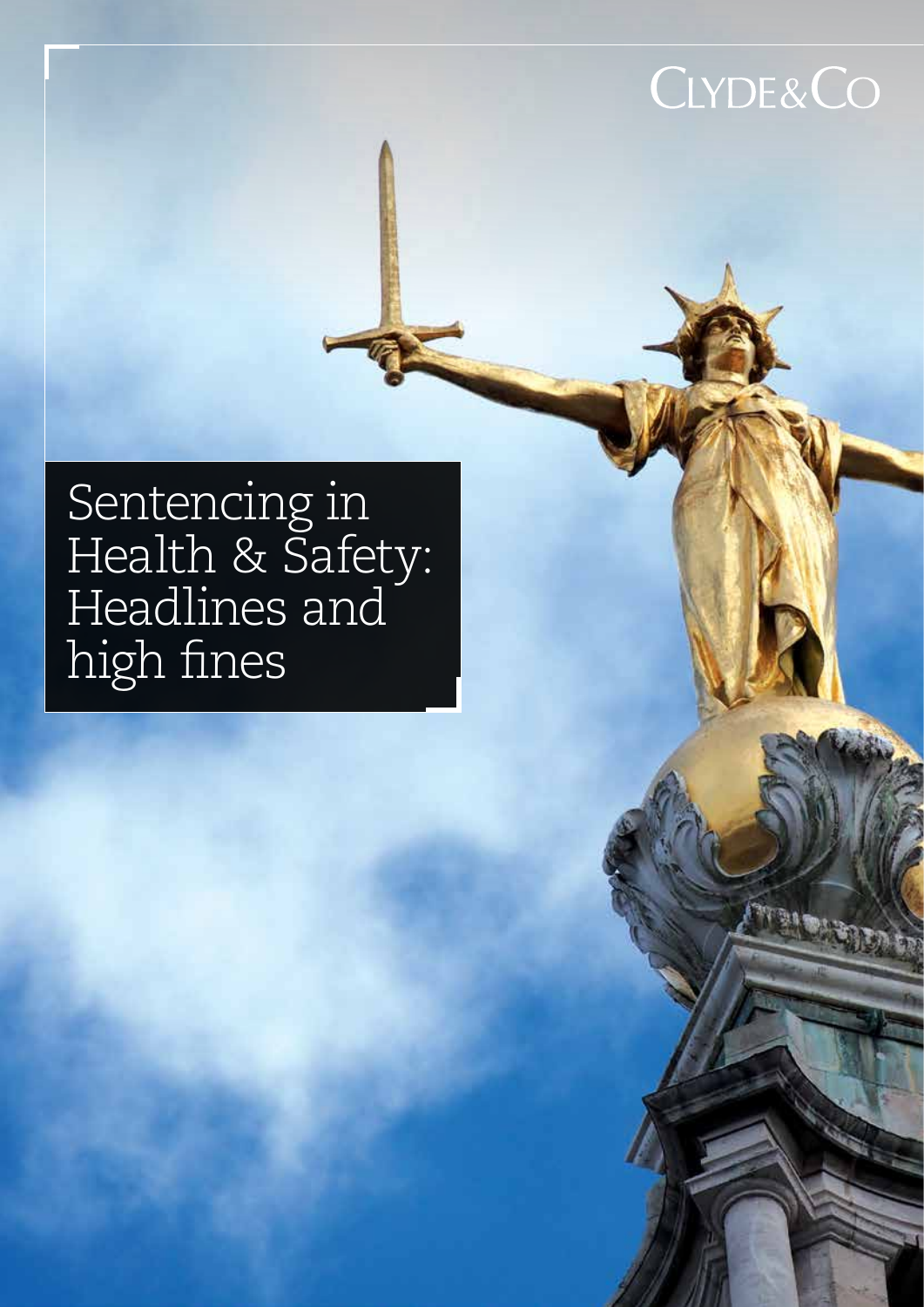CLYDE&CO

# Sentencing in Health & Safety: Headlines and high fines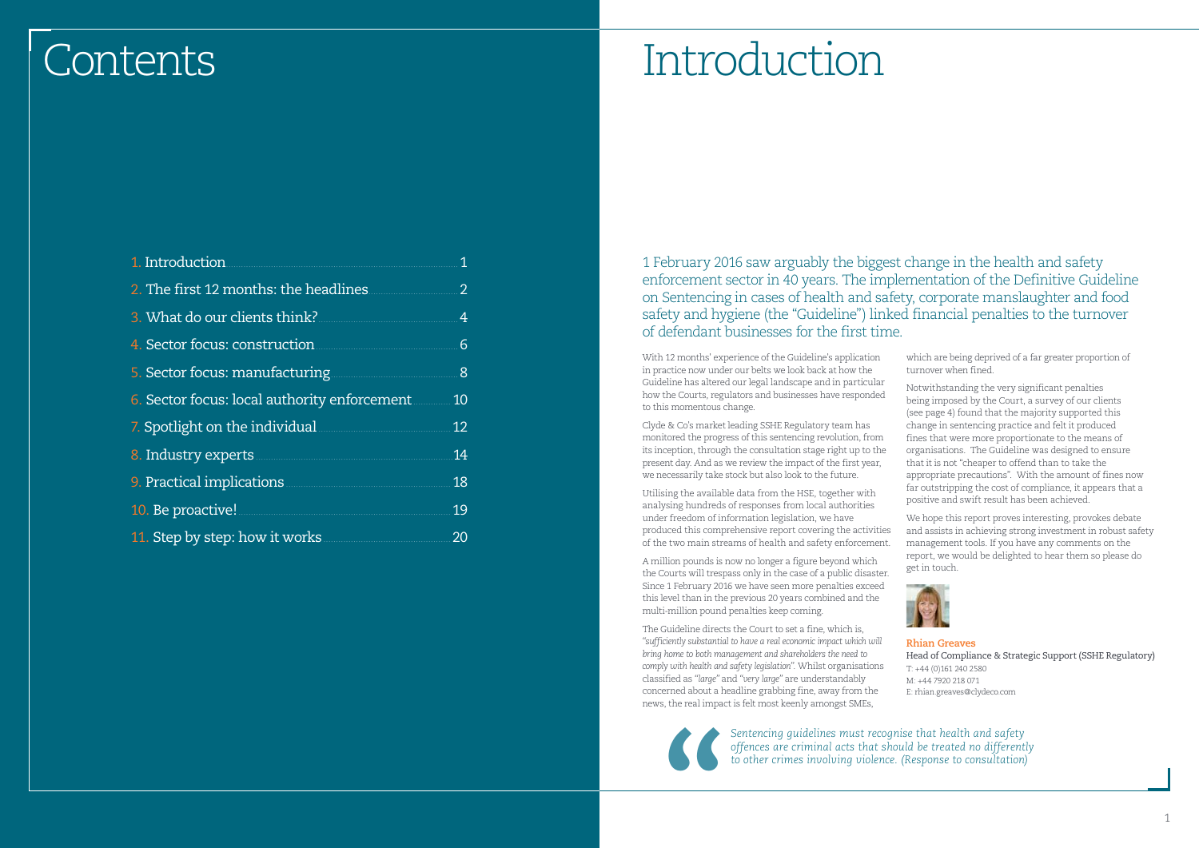# Contents

1. Introduction ............ 1
2. The first 12 months: the headlines ............ 2
3. What do our clients think? ............ 4
4. Sector focus: construction ............ 6
5. Sector focus: manufacturing ............ 8
6. Sector focus: local authority enforcement ............ 10
7. Spotlight on the individual ............ 12
8. Industry experts ............ 14
9. Practical implications ............ 18
10. Be proactive! ............ 19
11. Step by step: how it works ............ 20

# Introduction

1 February 2016 saw arguably the biggest change in the health and safety enforcement sector in 40 years. The implementation of the Definitive Guideline on Sentencing in cases of health and safety, corporate manslaughter and food safety and hygiene (the "Guideline") linked financial penalties to the turnover of defendant businesses for the first time.

With 12 months' experience of the Guideline's application in practice now under our belts we look back at how the Guideline has altered our legal landscape and in particular how the Courts, regulators and businesses have responded to this momentous change.

Clyde & Co's market leading SSHE Regulatory team has monitored the progress of this sentencing revolution, from its inception, through the consultation stage right up to the present day. And as we review the impact of the first year, we necessarily take stock but also look to the future.

Utilising the available data from the HSE, together with analysing hundreds of responses from local authorities under freedom of information legislation, we have produced this comprehensive report covering the activities of the two main streams of health and safety enforcement.

A million pounds is now no longer a figure beyond which the Courts will trespass only in the case of a public disaster. Since 1 February 2016 we have seen more penalties exceed this level than in the previous 20 years combined and the multi-million pound penalties keep coming.

The Guideline directs the Court to set a fine, which is, *"sufficiently substantial to have a real economic impact which will bring home to both management and shareholders the need to comply with health and safety legislation".* Whilst organisations classified as *"large"* and *"very large"* are understandably concerned about a headline grabbing fine, away from the news, the real impact is felt most keenly amongst SMEs, which are being deprived of a far greater proportion of turnover when fined.

Notwithstanding the very significant penalties being imposed by the Court, a survey of our clients (see page 4) found that the majority supported this change in sentencing practice and felt it produced fines that were more proportionate to the means of organisations. The Guideline was designed to ensure that it is not "cheaper to offend than to take the appropriate precautions". With the amount of fines now far outstripping the cost of compliance, it appears that a positive and swift result has been achieved.

We hope this report proves interesting, provokes debate and assists in achieving strong investment in robust safety management tools. If you have any comments on the report, we would be delighted to hear them so please do get in touch.

**Rhian Greaves**
Head of Compliance & Strategic Support (SSHE Regulatory)
T: +44 (0)161 240 2580
M: +44 7920 218 071
E: rhian.greaves@clydeco.com

> *Sentencing guidelines must recognise that health and safety offences are criminal acts that should be treated no differently to other crimes involving violence. (Response to consultation)*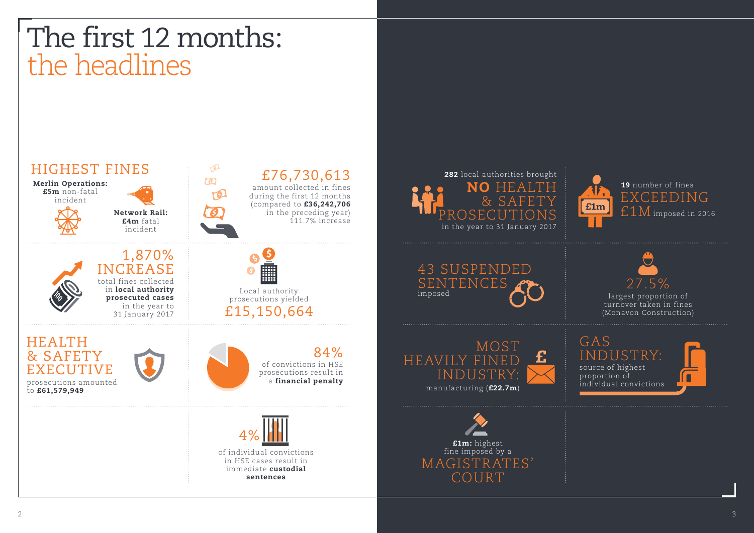# The first 12 months: the headlines

## HIGHEST FINES

**Merlin Operations:** **£5m** non-fatal incident

**Network Rail:** **£4m** fatal incident

## £76,730,613

amount collected in fines during the first 12 months (compared to **£36,242,706** in the preceding year) 111.7% increase

## 1,870% INCREASE

total fines collected in **local authority prosecuted cases** in the year to 31 January 2017

Local authority prosecutions yielded

## £15,150,664

## HEALTH & SAFETY EXECUTIVE

prosecutions amounted to **£61,579,949**

## 84%

of convictions in HSE prosecutions result in a **financial penalty**

## 4%

of individual convictions in HSE cases result in immediate **custodial sentences**

**282** local authorities brought

## NO HEALTH & SAFETY PROSECUTIONS

in the year to 31 January 2017

**19** number of fines

## EXCEEDING £1M

imposed in 2016

## 43 SUSPENDED SENTENCES

imposed

## 27.5%

largest proportion of turnover taken in fines (Monavon Construction)

## MOST HEAVILY FINED INDUSTRY:

manufacturing (**£22.7m**)

## GAS INDUSTRY:

source of highest proportion of individual convictions

**£1m:** highest fine imposed by a

## MAGISTRATES' COURT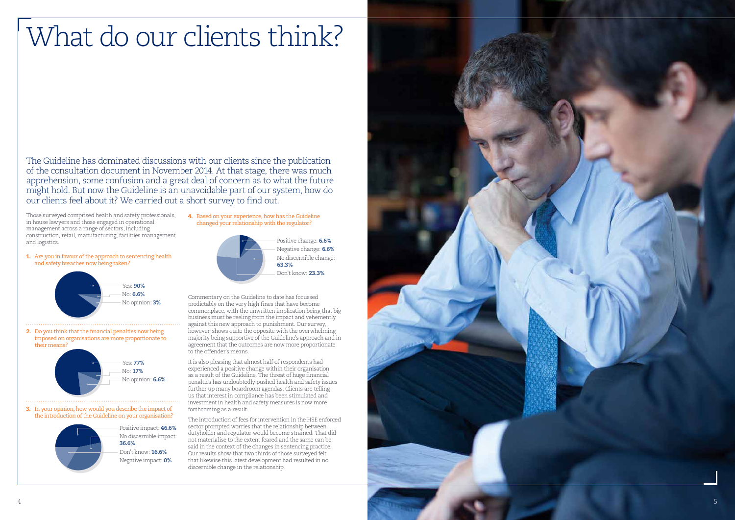# What do our clients think?

The Guideline has dominated discussions with our clients since the publication of the consultation document in November 2014. At that stage, there was much apprehension, some confusion and a great deal of concern as to what the future might hold. But now the Guideline is an unavoidable part of our system, how do our clients feel about it? We carried out a short survey to find out.

Those surveyed comprised health and safety professionals, in house lawyers and those engaged in operational management across a range of sectors, including construction, retail, manufacturing, facilities management and logistics.

**1.** Are you in favour of the approach to sentencing health and safety breaches now being taken?

- Yes: **90%**
- No: **6.6%**
- No opinion: **3%**

**2.** Do you think that the financial penalties now being imposed on organisations are more proportionate to their means?

- Yes: **77%**
- No: **17%**
- No opinion: **6.6%**

**3.** In your opinion, how would you describe the impact of the introduction of the Guideline on your organisation?

- Positive impact: **46.6%**
- No discernible impact: **36.6%**
- Don't know: **16.6%**
- Negative impact: **0%**

**4.** Based on your experience, how has the Guideline changed your relationship with the regulator?

- Positive change: **6.6%**
- Negative change: **6.6%**
- No discernible change: **63.3%**
- Don't know: **23.3%**

Commentary on the Guideline to date has focussed predictably on the very high fines that have become commonplace, with the unwritten implication being that big business must be reeling from the impact and vehemently against this new approach to punishment. Our survey, however, shows quite the opposite with the overwhelming majority being supportive of the Guideline's approach and in agreement that the outcomes are now more proportionate to the offender's means.

It is also pleasing that almost half of respondents had experienced a positive change within their organisation as a result of the Guideline. The threat of huge financial penalties has undoubtedly pushed health and safety issues further up many boardroom agendas. Clients are telling us that interest in compliance has been stimulated and investment in health and safety measures is now more forthcoming as a result.

The introduction of fees for intervention in the HSE enforced sector prompted worries that the relationship between dutyholder and regulator would become strained. That did not materialise to the extent feared and the same can be said in the context of the changes in sentencing practice. Our results show that two thirds of those surveyed felt that likewise this latest development had resulted in no discernible change in the relationship.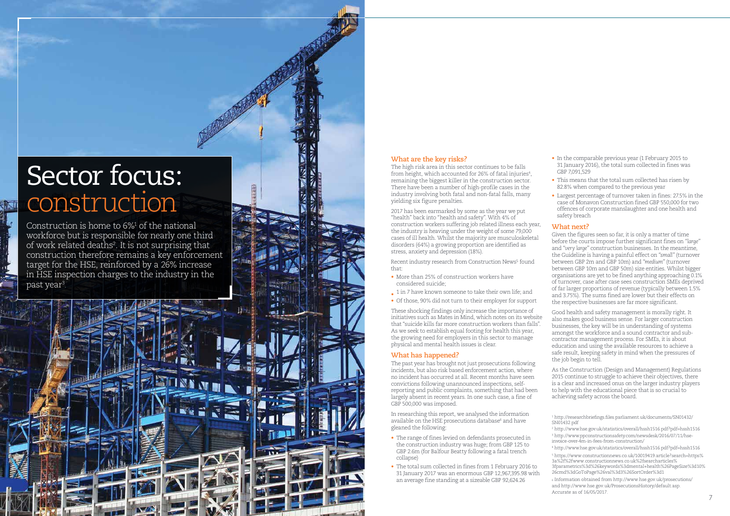# Sector focus: construction

Construction is home to 6%[1] of the national workforce but is responsible for nearly one third of work related deaths[2]. It is not surprising that construction therefore remains a key enforcement target for the HSE, reinforced by a 26% increase in HSE inspection charges to the industry in the past year[3].

## What are the key risks?

The high risk area in this sector continues to be falls from height, which accounted for 26% of fatal injuries[4], remaining the biggest killer in the construction sector. There have been a number of high-profile cases in the industry involving both fatal and non-fatal falls, many yielding six figure penalties.

2017 has been earmarked by some as the year we put "health" back into "health and safety". With 4% of construction workers suffering job related illness each year, the industry is heaving under the weight of some 79,000 cases of ill health. Whilst the majority are musculoskeletal disorders (64%) a growing proportion are identified as stress, anxiety and depression (18%).

Recent industry research from Construction News[5] found that:

- More than 25% of construction workers have considered suicide;
- 1 in 7 have known someone to take their own life; and
- Of those, 90% did not turn to their employer for support

These shocking findings only increase the importance of initiatives such as Mates in Mind, which notes on its website that "suicide kills far more construction workers than falls". As we seek to establish equal footing for health this year, the growing need for employers in this sector to manage physical and mental health issues is clear.

## What has happened?

The past year has brought not just prosecutions following incidents, but also risk based enforcement action, where no incident has occurred at all. Recent months have seen convictions following unannounced inspections, self-reporting and public complaints, something that had been largely absent in recent years. In one such case, a fine of GBP 500,000 was imposed.

In researching this report, we analysed the information available on the HSE prosecutions database[6] and have gleaned the following:

- The range of fines levied on defendants prosecuted in the construction industry was huge; from GBP 125 to GBP 2.6m (for Balfour Beatty following a fatal trench collapse)
- The total sum collected in fines from 1 February 2016 to 31 January 2017 was an enormous GBP 12,967,395.98 with an average fine standing at a sizeable GBP 92,624.26
- In the comparable previous year (1 February 2015 to 31 January 2016), the total sum collected in fines was GBP 7,091,529
- This means that the total sum collected has risen by 82.8% when compared to the previous year
- Largest percentage of turnover taken in fines: 27.5% in the case of Monavon Construction fined GBP 550,000 for two offences of corporate manslaughter and one health and safety breach

## What next?

Given the figures seen so far, it is only a matter of time before the courts impose further significant fines on *"large"* and *"very large"* construction businesses. In the meantime, the Guideline is having a painful effect on *"small"* (turnover between GBP 2m and GBP 10m) and *"medium"* (turnover between GBP 10m and GBP 50m) size entities. Whilst bigger organisations are yet to be fined anything approaching 0.1% of turnover, case after case sees construction SMEs deprived of far larger proportions of revenue (typically between 1.5% and 3.75%). The sums fined are lower but their effects on the respective businesses are far more significant.

Good health and safety management is morally right. It also makes good business sense. For larger construction businesses, the key will be in understanding of systems amongst the workforce and a sound contractor and sub-contractor management process. For SMEs, it is about education and using the available resources to achieve a safe result, keeping safety in mind when the pressures of the job begin to tell.

As the Construction (Design and Management) Regulations 2015 continue to struggle to achieve their objectives, there is a clear and increased onus on the larger industry players to help with the educational piece that is so crucial to achieving safety across the board.

[1] http://researchbriefings.files.parliament.uk/documents/SN01432/SN01432.pdf

[2] http://www.hse.gov.uk/statistics/overall/hssh1516.pdf?pdf=hssh1516

[3] http://www.ppconstructionsafety.com/newsdesk/2016/07/11/hse-invoice-over-4m-in-fees-from-construction/

[4] http://www.hse.gov.uk/statistics/overall/hssh1516.pdf?pdf=hssh1516

[5] https://www.constructionnews.co.uk/10019419.article?search=https%3a%2f%2fwww.constructionnews.co.uk%2fsearcharticles%3fparametrics%3d%26keywords%3dmental+health%26PageSize%3d10%26cmd%3dGoToPage%26val%3d3%26SortOrder%3d1

[6] Information obtained from http://www.hse.gov.uk/prosecutions/ and http://www.hse.gov.uk/ProsecutionsHistory/default.asp. Accurate as of 16/05/2017.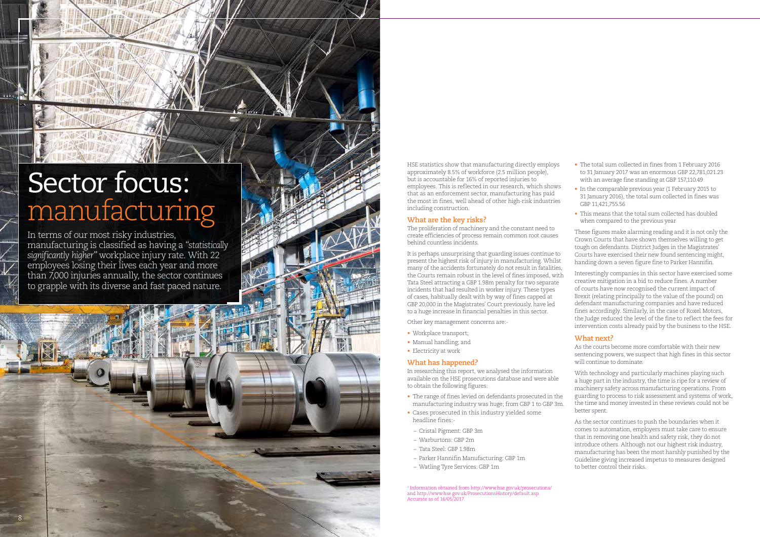# Sector focus: manufacturing

In terms of our most risky industries, manufacturing is classified as having a *"statistically significantly higher"* workplace injury rate. With 22 employees losing their lives each year and more than 7,000 injuries annually, the sector continues to grapple with its diverse and fast paced nature.

HSE statistics show that manufacturing directly employs approximately 8.5% of workforce (2.5 million people), but is accountable for 16% of reported injuries to employees. This is reflected in our research, which shows that as an enforcement sector, manufacturing has paid the most in fines, well ahead of other high-risk industries including construction.

## What are the key risks?

The proliferation of machinery and the constant need to create efficiencies of process remain common root causes behind countless incidents.

It is perhaps unsurprising that guarding issues continue to present the highest risk of injury in manufacturing. Whilst many of the accidents fortunately do not result in fatalities, the Courts remain robust in the level of fines imposed, with Tata Steel attracting a GBP 1.98m penalty for two separate incidents that had resulted in worker injury. These types of cases, habitually dealt with by way of fines capped at GBP 20,000 in the Magistrates' Court previously, have led to a huge increase in financial penalties in this sector.

Other key management concerns are:-

- Workplace transport;
- Manual handling; and
- Electricity at work

## What has happened?

In researching this report, we analysed the information available on the HSE prosecutions database and were able to obtain the following figures:

- The range of fines levied on defendants prosecuted in the manufacturing industry was huge; from GBP 1 to GBP 3m.
- Cases prosecuted in this industry yielded some headline fines:-
  - Cristal Pigment: GBP 3m
  - Warburtons: GBP 2m
  - Tata Steel: GBP 1.98m
  - Parker Hannifin Manufacturing: GBP 1m
  - Watling Tyre Services: GBP 1m
- The total sum collected in fines from 1 February 2016 to 31 January 2017 was an enormous GBP 22,781,021.23 with an average fine standing at GBP 157,110.49
- In the comparable previous year (1 February 2015 to 31 January 2016), the total sum collected in fines was GBP 11,421,755.56
- This means that the total sum collected has doubled when compared to the previous year

These figures make alarming reading and it is not only the Crown Courts that have shown themselves willing to get tough on defendants. District Judges in the Magistrates' Courts have exercised their new found sentencing might, handing down a seven figure fine to Parker Hannifin.

Interestingly companies in this sector have exercised some creative mitigation in a bid to reduce fines. A number of courts have now recognised the current impact of Brexit (relating principally to the value of the pound) on defendant manufacturing companies and have reduced fines accordingly. Similarly, in the case of Roxel Motors, the Judge reduced the level of the fine to reflect the fees for intervention costs already paid by the business to the HSE.

## What next?

As the courts become more comfortable with their new sentencing powers, we suspect that high fines in this sector will continue to dominate.

With technology and particularly machines playing such a huge part in the industry, the time is ripe for a review of machinery safety across manufacturing operations. From guarding to process to risk assessment and systems of work, the time and money invested in these reviews could not be better spent.

As the sector continues to push the boundaries when it comes to automation, employers must take care to ensure that in removing one health and safety risk, they do not introduce others. Although not our highest risk industry, manufacturing has been the most harshly punished by the Guideline giving increased impetus to measures designed to better control their risks.

[1] Information obtained from http://www.hse.gov.uk/prosecutions/ and http://www.hse.gov.uk/ProsecutionsHistory/default.asp. Accurate as of 16/05/2017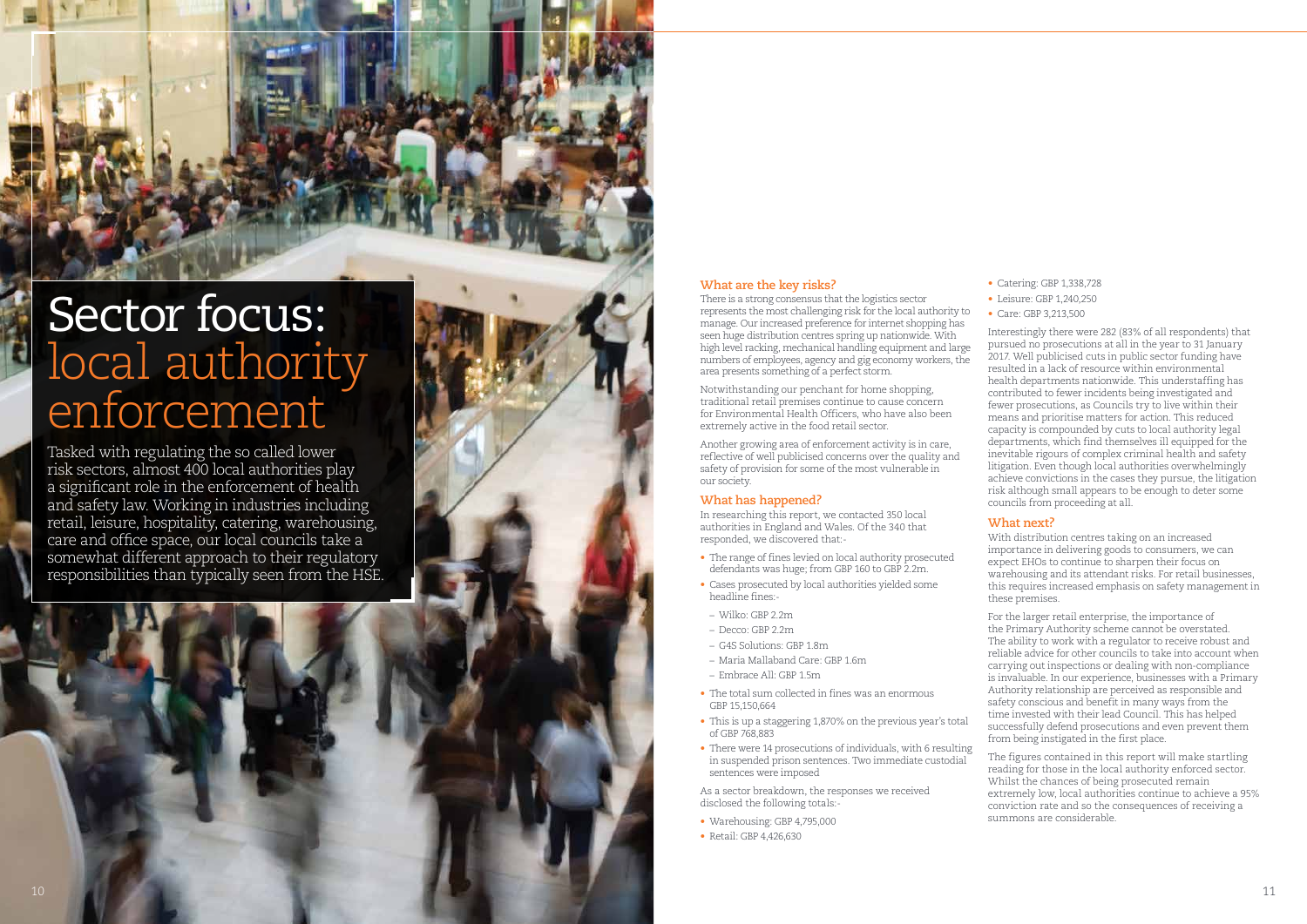# Sector focus: local authority enforcement

Tasked with regulating the so called lower risk sectors, almost 400 local authorities play a significant role in the enforcement of health and safety law. Working in industries including retail, leisure, hospitality, catering, warehousing, care and office space, our local councils take a somewhat different approach to their regulatory responsibilities than typically seen from the HSE.

## What are the key risks?

There is a strong consensus that the logistics sector represents the most challenging risk for the local authority to manage. Our increased preference for internet shopping has seen huge distribution centres spring up nationwide. With high level racking, mechanical handling equipment and large numbers of employees, agency and gig economy workers, the area presents something of a perfect storm.

Notwithstanding our penchant for home shopping, traditional retail premises continue to cause concern for Environmental Health Officers, who have also been extremely active in the food retail sector.

Another growing area of enforcement activity is in care, reflective of well publicised concerns over the quality and safety of provision for some of the most vulnerable in our society.

## What has happened?

In researching this report, we contacted 350 local authorities in England and Wales. Of the 340 that responded, we discovered that:-

- The range of fines levied on local authority prosecuted defendants was huge; from GBP 160 to GBP 2.2m.
- Cases prosecuted by local authorities yielded some headline fines:-
  - Wilko: GBP 2.2m
  - Decco: GBP 2.2m
  - G4S Solutions: GBP 1.8m
  - Maria Mallaband Care: GBP 1.6m
  - Embrace All: GBP 1.5m
- The total sum collected in fines was an enormous GBP 15,150,664
- This is up a staggering 1,870% on the previous year's total of GBP 768,883
- There were 14 prosecutions of individuals, with 6 resulting in suspended prison sentences. Two immediate custodial sentences were imposed

As a sector breakdown, the responses we received disclosed the following totals:-

- Warehousing: GBP 4,795,000
- Retail: GBP 4,426,630
- Catering: GBP 1,338,728
- Leisure: GBP 1,240,250
- Care: GBP 3,213,500

Interestingly there were 282 (83% of all respondents) that pursued no prosecutions at all in the year to 31 January 2017. Well publicised cuts in public sector funding have resulted in a lack of resource within environmental health departments nationwide. This understaffing has contributed to fewer incidents being investigated and fewer prosecutions, as Councils try to live within their means and prioritise matters for action. This reduced capacity is compounded by cuts to local authority legal departments, which find themselves ill equipped for the inevitable rigours of complex criminal health and safety litigation. Even though local authorities overwhelmingly achieve convictions in the cases they pursue, the litigation risk although small appears to be enough to deter some councils from proceeding at all.

## What next?

With distribution centres taking on an increased importance in delivering goods to consumers, we can expect EHOs to continue to sharpen their focus on warehousing and its attendant risks. For retail businesses, this requires increased emphasis on safety management in these premises.

For the larger retail enterprise, the importance of the Primary Authority scheme cannot be overstated. The ability to work with a regulator to receive robust and reliable advice for other councils to take into account when carrying out inspections or dealing with non-compliance is invaluable. In our experience, businesses with a Primary Authority relationship are perceived as responsible and safety conscious and benefit in many ways from the time invested with their lead Council. This has helped successfully defend prosecutions and even prevent them from being instigated in the first place.

The figures contained in this report will make startling reading for those in the local authority enforced sector. Whilst the chances of being prosecuted remain extremely low, local authorities continue to achieve a 95% conviction rate and so the consequences of receiving a summons are considerable.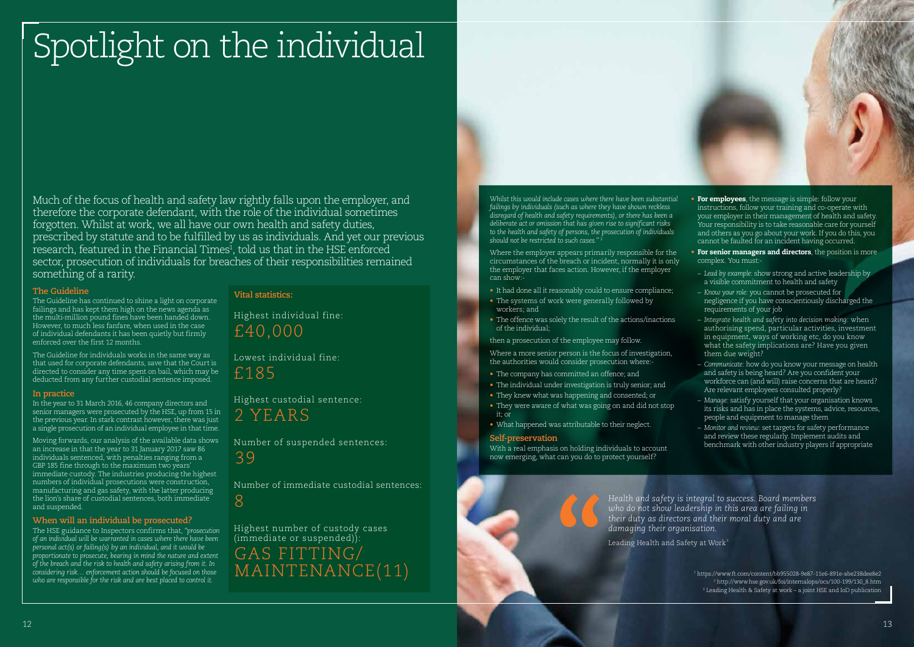# Spotlight on the individual

Much of the focus of health and safety law rightly falls upon the employer, and therefore the corporate defendant, with the role of the individual sometimes forgotten. Whilst at work, we all have our own health and safety duties, prescribed by statute and to be fulfilled by us as individuals. And yet our previous research, featured in the Financial Times[1], told us that in the HSE enforced sector, prosecution of individuals for breaches of their responsibilities remained something of a rarity.

### The Guideline

The Guideline has continued to shine a light on corporate failings and has kept them high on the news agenda as the multi-million pound fines have been handed down. However, to much less fanfare, when used in the case of individual defendants it has been quietly but firmly enforced over the first 12 months.

The Guideline for individuals works in the same way as that used for corporate defendants, save that the Court is directed to consider any time spent on bail, which may be deducted from any further custodial sentence imposed.

### In practice

In the year to 31 March 2016, 46 company directors and senior managers were prosecuted by the HSE, up from 15 in the previous year. In stark contrast however, there was just a single prosecution of an individual employee in that time.

Moving forwards, our analysis of the available data shows an increase in that the year to 31 January 2017 saw 86 individuals sentenced, with penalties ranging from a GBP 185 fine through to the maximum two years' immediate custody. The industries producing the highest numbers of individual prosecutions were construction, manufacturing and gas safety, with the latter producing the lion's share of custodial sentences, both immediate and suspended.

### When will an individual be prosecuted?

The HSE guidance to Inspectors confirms that, *"prosecution of an individual will be warranted in cases where there have been personal act(s) or failing(s) by an individual, and it would be proportionate to prosecute, bearing in mind the nature and extent of the breach and the risk to health and safety arising from it. In considering risk… enforcement action should be focused on those who are responsible for the risk and are best placed to control it. Whilst this would include cases where there have been substantial failings by individuals (such as where they have shown reckless disregard of health and safety requirements), or there has been a deliberate act or omission that has given rise to significant risks to the health and safety of persons, the prosecution of individuals should not be restricted to such cases."* [2]

Where the employer appears primarily responsible for the circumstances of the breach or incident, normally it is only the employer that faces action. However, if the employer can show:-

- It had done all it reasonably could to ensure compliance;
- The systems of work were generally followed by workers; and
- The offence was solely the result of the actions/inactions of the individual;

then a prosecution of the employee may follow.

Where a more senior person is the focus of investigation, the authorities would consider prosecution where:-

- The company has committed an offence; and
- The individual under investigation is truly senior; and
- They knew what was happening and consented; or
- They were aware of what was going on and did not stop it; or
- What happened was attributable to their neglect.

### Vital statistics:

Highest individual fine: **£40,000**

Lowest individual fine: **£185**

Highest custodial sentence: **2 YEARS**

Number of suspended sentences: **39**

Number of immediate custodial sentences: **8**

Highest number of custody cases (immediate or suspended)): **GAS FITTING/ MAINTENANCE(11)**

### Self-preservation

With a real emphasis on holding individuals to account now emerging, what can you do to protect yourself?

- **For employees**, the message is simple: follow your instructions, follow your training and co-operate with your employer in their management of health and safety. Your responsibility is to take reasonable care for yourself and others as you go about your work. If you do this, you cannot be faulted for an incident having occurred.
- **For senior managers and directors**, the position is more complex. You must:-
  - *Lead by example:* show strong and active leadership by a visible commitment to health and safety
  - *Know your role:* you cannot be prosecuted for negligence if you have conscientiously discharged the requirements of your job
  - *Integrate health and safety into decision making:* when authorising spend, particular activities, investment in equipment, ways of working etc, do you know what the safety implications are? Have you given them due weight?
  - *Communicate:* how do you know your message on health and safety is being heard? Are you confident your workforce can (and will) raise concerns that are heard? Are relevant employees consulted properly?
  - *Manage:* satisfy yourself that your organisation knows its risks and has in place the systems, advice, resources, people and equipment to manage them
  - *Monitor and review:* set targets for safety performance and review these regularly. Implement audits and benchmark with other industry players if appropriate

> *Health and safety is integral to success. Board members who do not show leadership in this area are failing in their duty as directors and their moral duty and are damaging their organisation.*
>
> Leading Health and Safety at Work[3]

[1] https://www.ft.com/content/bb955028-9e87-11e6-891e-abe238dee8e2
[2] http://www.hse.gov.uk/foi/internalops/ocs/100-199/130_8.htm
[3] Leading Health & Safety at work – a joint HSE and IoD publication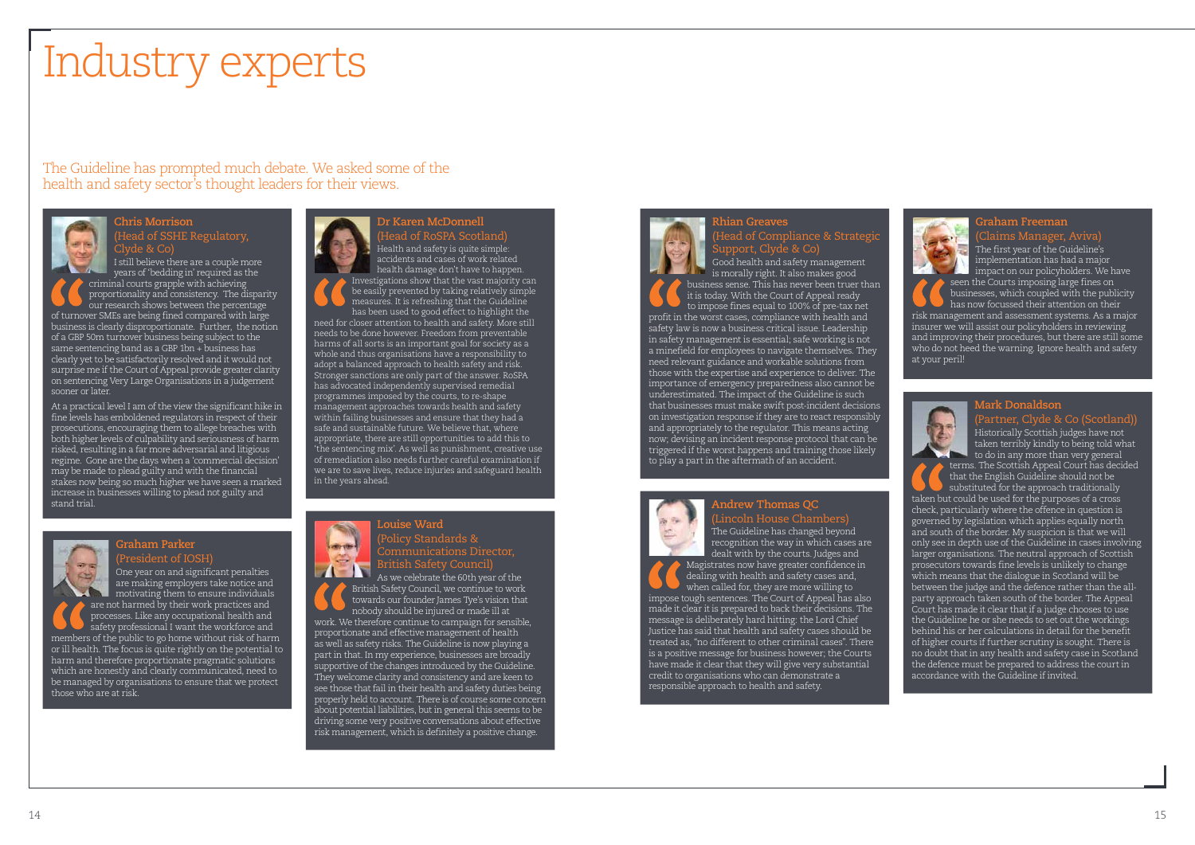# Industry experts

The Guideline has prompted much debate. We asked some of the health and safety sector's thought leaders for their views.

### Chris Morrison (Head of SSHE Regulatory, Clyde & Co)

I still believe there are a couple more years of 'bedding in' required as the criminal courts grapple with achieving proportionality and consistency. The disparity our research shows between the percentage of turnover SMEs are being fined compared with large business is clearly disproportionate. Further, the notion of a GBP 50m turnover business being subject to the same sentencing band as a GBP 1bn + business has clearly yet to be satisfactorily resolved and it would not surprise me if the Court of Appeal provide greater clarity on sentencing Very Large Organisations in a judgement sooner or later.

At a practical level I am of the view the significant hike in fine levels has emboldened regulators in respect of their prosecutions, encouraging them to allege breaches with both higher levels of culpability and seriousness of harm risked, resulting in a far more adversarial and litigious regime. Gone are the days when a 'commercial decision' may be made to plead guilty and with the financial stakes now being so much higher we have seen a marked increase in businesses willing to plead not guilty and stand trial.

### Graham Parker (President of IOSH)

One year on and significant penalties are making employers take notice and motivating them to ensure individuals are not harmed by their work practices and processes. Like any occupational health and safety professional I want the workforce and members of the public to go home without risk of harm or ill health. The focus is quite rightly on the potential to harm and therefore proportionate pragmatic solutions which are honestly and clearly communicated, need to be managed by organisations to ensure that we protect those who are at risk.

### Dr Karen McDonnell (Head of RoSPA Scotland)

Health and safety is quite simple: accidents and cases of work related health damage don't have to happen. Investigations show that the vast majority can be easily prevented by taking relatively simple measures. It is refreshing that the Guideline has been used to good effect to highlight the need for closer attention to health and safety. More still needs to be done however. Freedom from preventable harms of all sorts is an important goal for society as a whole and thus organisations have a responsibility to adopt a balanced approach to health safety and risk. Stronger sanctions are only part of the answer. RoSPA has advocated independently supervised remedial programmes imposed by the courts, to re-shape management approaches towards health and safety within failing businesses and ensure that they had a safe and sustainable future. We believe that, where appropriate, there are still opportunities to add this to 'the sentencing mix'. As well as punishment, creative use of remediation also needs further careful examination if we are to save lives, reduce injuries and safeguard health in the years ahead.

### Louise Ward (Policy Standards & Communications Director, British Safety Council)

As we celebrate the 60th year of the British Safety Council, we continue to work towards our founder James Tye's vision that nobody should be injured or made ill at work. We therefore continue to campaign for sensible, proportionate and effective management of health as well as safety risks. The Guideline is now playing a part in that. In my experience, businesses are broadly supportive of the changes introduced by the Guideline. They welcome clarity and consistency and are keen to see those that fail in their health and safety duties being properly held to account. There is of course some concern about potential liabilities, but in general this seems to be driving some very positive conversations about effective risk management, which is definitely a positive change.

### Rhian Greaves (Head of Compliance & Strategic Support, Clyde & Co)

Good health and safety management is morally right. It also makes good business sense. This has never been truer than it is today. With the Court of Appeal ready to impose fines equal to 100% of pre-tax net profit in the worst cases, compliance with health and safety law is now a business critical issue. Leadership in safety management is essential; safe working is not a minefield for employees to navigate themselves. They need relevant guidance and workable solutions from those with the expertise and experience to deliver. The importance of emergency preparedness also cannot be underestimated. The impact of the Guideline is such that businesses must make swift post-incident decisions on investigation response if they are to react responsibly and appropriately to the regulator. This means acting now; devising an incident response protocol that can be triggered if the worst happens and training those likely to play a part in the aftermath of an accident.

### Andrew Thomas QC (Lincoln House Chambers)

The Guideline has changed beyond recognition the way in which cases are dealt with by the courts. Judges and Magistrates now have greater confidence in dealing with health and safety cases and, when called for, they are more willing to impose tough sentences. The Court of Appeal has also made it clear it is prepared to back their decisions. The message is deliberately hard hitting: the Lord Chief Justice has said that health and safety cases should be treated as, "no different to other criminal cases". There is a positive message for business however; the Courts have made it clear that they will give very substantial credit to organisations who can demonstrate a responsible approach to health and safety.

### Graham Freeman (Claims Manager, Aviva)

The first year of the Guideline's implementation has had a major impact on our policyholders. We have seen the Courts imposing large fines on businesses, which coupled with the publicity has now focussed their attention on their risk management and assessment systems. As a major insurer we will assist our policyholders in reviewing and improving their procedures, but there are still some who do not heed the warning. Ignore health and safety at your peril!

### Mark Donaldson (Partner, Clyde & Co (Scotland))

Historically Scottish judges have not taken terribly kindly to being told what to do in any more than very general terms. The Scottish Appeal Court has decided that the English Guideline should not be substituted for the approach traditionally taken but could be used for the purposes of a cross check, particularly where the offence in question is governed by legislation which applies equally north and south of the border. My suspicion is that we will only see in depth use of the Guideline in cases involving larger organisations. The neutral approach of Scottish prosecutors towards fine levels is unlikely to change which means that the dialogue in Scotland will be between the judge and the defence rather than the all-party approach taken south of the border. The Appeal Court has made it clear that if a judge chooses to use the Guideline he or she needs to set out the workings behind his or her calculations in detail for the benefit of higher courts if further scrutiny is sought. There is no doubt that in any health and safety case in Scotland the defence must be prepared to address the court in accordance with the Guideline if invited.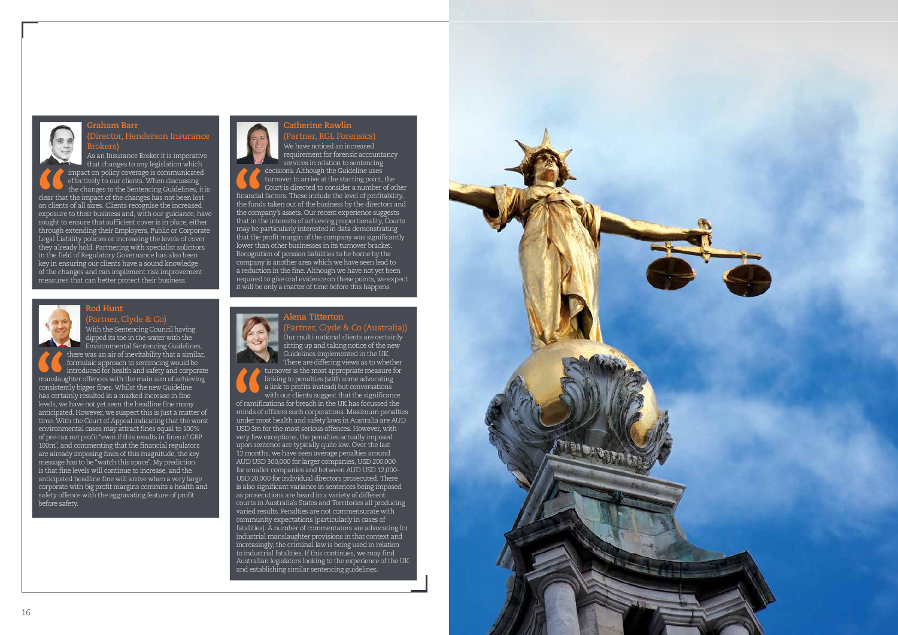### Graham Barr

(Director, Henderson Insurance Brokers)

As an Insurance Broker it is imperative that changes to any legislation which impact on policy coverage is communicated effectively to our clients. When discussing the changes to the Sentencing Guidelines, it is clear that the impact of the changes has not been lost on clients of all sizes. Clients recognise the increased exposure to their business and, with our guidance, have sought to ensure that sufficient cover is in place, either through extending their Employers, Public or Corporate Legal Liability policies or increasing the levels of cover they already hold. Partnering with specialist solicitors in the field of Regulatory Governance has also been key in ensuring our clients have a sound knowledge of the changes and can implement risk improvement measures that can better protect their business.

### Rod Hunt

(Partner, Clyde & Co)

With the Sentencing Council having dipped its toe in the water with the Environmental Sentencing Guidelines, there was an air of inevitability that a similar, formulaic approach to sentencing would be introduced for health and safety and corporate manslaughter offences with the main aim of achieving consistently bigger fines. Whilst the new Guideline has certainly resulted in a marked increase in fine levels, we have not yet seen the headline fine many anticipated. However, we suspect this is just a matter of time. With the Court of Appeal indicating that the worst environmental cases may attract fines equal to 100% of pre-tax net profit "even if this results in fines of GBP 100m", and commenting that the financial regulators are already imposing fines of this magnitude, the key message has to be "watch this space". My prediction is that fine levels will continue to increase, and the anticipated headline fine will arrive when a very large corporate with big profit margins commits a health and safety offence with the aggravating feature of profit before safety.

### Catherine Rawlin

(Partner, RGL Forensics)

We have noticed an increased requirement for forensic accountancy services in relation to sentencing decisions. Although the Guideline uses turnover to arrive at the starting point, the Court is directed to consider a number of other financial factors. These include the level of profitability, the funds taken out of the business by the directors and the company's assets. Our recent experience suggests that in the interests of achieving proportionality, Courts may be particularly interested in data demonstrating that the profit margin of the company was significantly lower than other businesses in its turnover bracket. Recognition of pension liabilities to be borne by the company is another area which we have seen lead to a reduction in the fine. Although we have not yet been required to give oral evidence on these points, we expect it will be only a matter of time before this happens.

### Alena Titterton

(Partner, Clyde & Co (Australia))

Our multi-national clients are certainly sitting up and taking notice of the new Guidelines implemented in the UK. There are differing views as to whether turnover is the most appropriate measure for linking to penalties (with some advocating a link to profits instead) but conversations with our clients suggest that the significance of ramifications for breach in the UK has focussed the minds of officers such corporations. Maximum penalties under most health and safety laws in Australia are AUD USD 3m for the most serious offences. However, with very few exceptions, the penalties actually imposed upon sentence are typically quite low. Over the last 12 months, we have seen average penalties around AUD USD 300,000 for larger companies, USD 200,000 for smaller companies and between AUD USD 12,000-USD 20,000 for individual directors prosecuted. There is also significant variance in sentences being imposed as prosecutions are heard in a variety of different courts in Australia's States and Territories all producing varied results. Penalties are not commensurate with community expectations (particularly in cases of fatalities). A number of commentators are advocating for industrial manslaughter provisions in that context and increasingly, the criminal law is being used in relation to industrial fatalities. If this continues, we may find Australian legislators looking to the experience of the UK and establishing similar sentencing guidelines.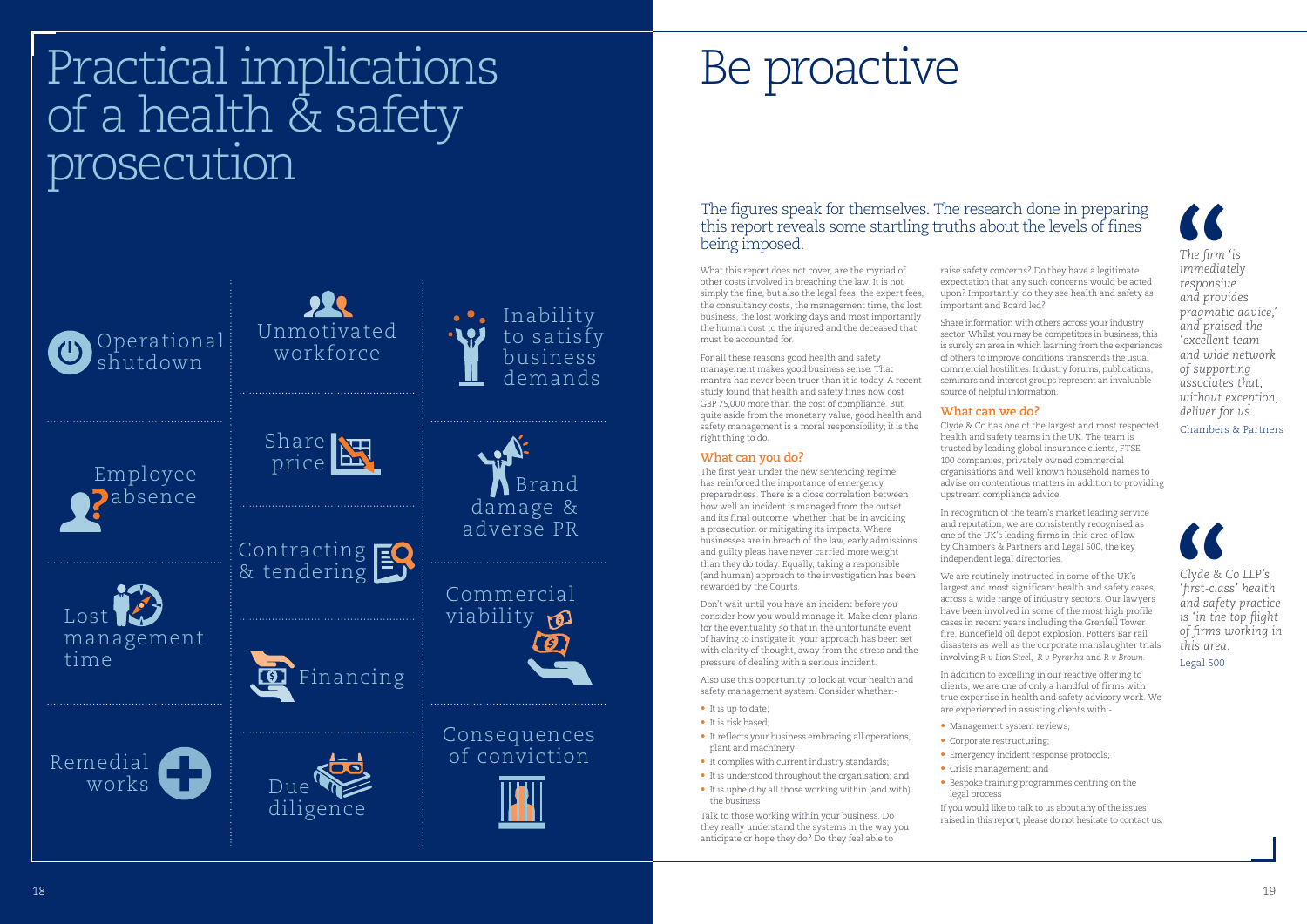# Practical implications of a health & safety prosecution

- Operational shutdown
- Unmotivated workforce
- Inability to satisfy business demands
- Employee absence
- Share price
- Brand damage & adverse PR
- Contracting & tendering
- Lost management time
- Commercial viability
- Financing
- Remedial works
- Due diligence
- Consequences of conviction

# Be proactive

## The figures speak for themselves. The research done in preparing this report reveals some startling truths about the levels of fines being imposed.

What this report does not cover, are the myriad of other costs involved in breaching the law. It is not simply the fine, but also the legal fees, the expert fees, the consultancy costs, the management time, the lost business, the lost working days and most importantly the human cost to the injured and the deceased that must be accounted for.

For all these reasons good health and safety management makes good business sense. That mantra has never been truer than it is today. A recent study found that health and safety fines now cost GBP 75,000 more than the cost of compliance. But quite aside from the monetary value, good health and safety management is a moral responsibility; it is the right thing to do.

### What can you do?

The first year under the new sentencing regime has reinforced the importance of emergency preparedness. There is a close correlation between how well an incident is managed from the outset and its final outcome, whether that be in avoiding a prosecution or mitigating its impacts. Where businesses are in breach of the law, early admissions and guilty pleas have never carried more weight than they do today. Equally, taking a responsible (and human) approach to the investigation has been rewarded by the Courts.

Don't wait until you have an incident before you consider how you would manage it. Make clear plans for the eventuality so that in the unfortunate event of having to instigate it, your approach has been set with clarity of thought, away from the stress and the pressure of dealing with a serious incident.

Also use this opportunity to look at your health and safety management system. Consider whether:-

- It is up to date;
- It is risk based;
- It reflects your business embracing all operations, plant and machinery;
- It complies with current industry standards;
- It is understood throughout the organisation; and
- It is upheld by all those working within (and with) the business

Talk to those working within your business. Do they really understand the systems in the way you anticipate or hope they do? Do they feel able to raise safety concerns? Do they have a legitimate expectation that any such concerns would be acted upon? Importantly, do they see health and safety as important and Board led?

Share information with others across your industry sector. Whilst you may be competitors in business, this is surely an area in which learning from the experiences of others to improve conditions transcends the usual commercial hostilities. Industry forums, publications, seminars and interest groups represent an invaluable source of helpful information.

### What can we do?

Clyde & Co has one of the largest and most respected health and safety teams in the UK. The team is trusted by leading global insurance clients, FTSE 100 companies, privately owned commercial organisations and well known household names to advise on contentious matters in addition to providing upstream compliance advice.

In recognition of the team's market leading service and reputation, we are consistently recognised as one of the UK's leading firms in this area of law by Chambers & Partners and Legal 500, the key independent legal directories.

We are routinely instructed in some of the UK's largest and most significant health and safety cases, across a wide range of industry sectors. Our lawyers have been involved in some of the most high profile cases in recent years including the Grenfell Tower fire, Buncefield oil depot explosion, Potters Bar rail disasters as well as the corporate manslaughter trials involving *R v Lion Steel*, *R v Pyranha* and *R v Brown*.

In addition to excelling in our reactive offering to clients, we are one of only a handful of firms with true expertise in health and safety advisory work. We are experienced in assisting clients with:-

- Management system reviews;
- Corporate restructuring;
- Emergency incident response protocols;
- Crisis management; and
- Bespoke training programmes centring on the legal process

If you would like to talk to us about any of the issues raised in this report, please do not hesitate to contact us.

> *The firm 'is immediately responsive and provides pragmatic advice,' and praised the 'excellent team and wide network of supporting associates that, without exception, deliver for us.*
>
> Chambers & Partners

> *Clyde & Co LLP's 'first-class' health and safety practice is 'in the top flight of firms working in this area.*
>
> Legal 500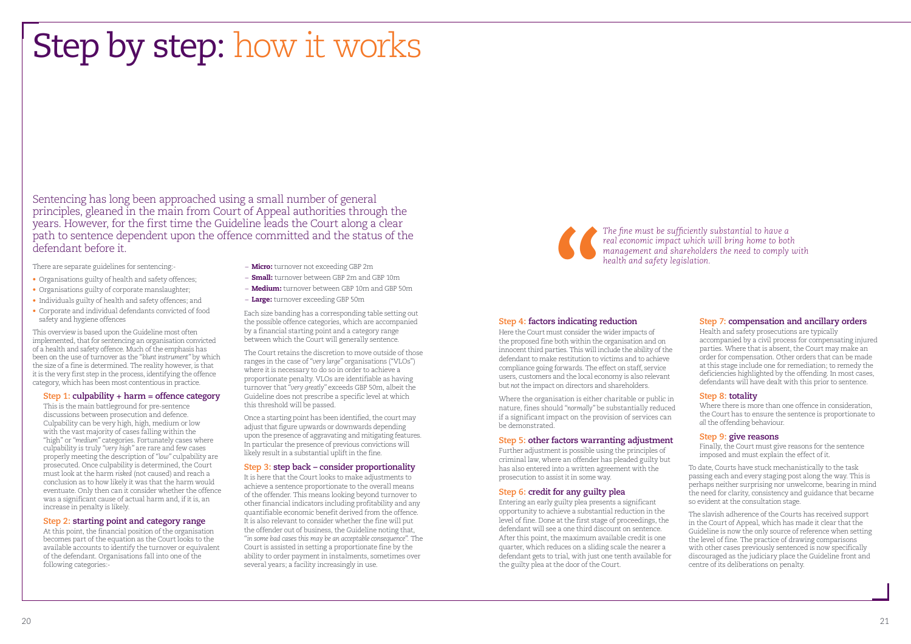# Step by step: how it works

Sentencing has long been approached using a small number of general principles, gleaned in the main from Court of Appeal authorities through the years. However, for the first time the Guideline leads the Court along a clear path to sentence dependent upon the offence committed and the status of the defendant before it.

There are separate guidelines for sentencing:-

- Organisations guilty of health and safety offences;
- Organisations guilty of corporate manslaughter;
- Individuals guilty of health and safety offences; and
- Corporate and individual defendants convicted of food safety and hygiene offences

This overview is based upon the Guideline most often implemented, that for sentencing an organisation convicted of a health and safety offence. Much of the emphasis has been on the use of turnover as the *"blunt instrument"* by which the size of a fine is determined. The reality however, is that it is the very first step in the process, identifying the offence category, which has been most contentious in practice.

### Step 1: culpability + harm = offence category

This is the main battleground for pre-sentence discussions between prosecution and defence. Culpability can be very high, high, medium or low with the vast majority of cases falling within the "high" or *"medium"* categories. Fortunately cases where culpability is truly *"very high"* are rare and few cases properly meeting the description of *"low"* culpability are prosecuted. Once culpability is determined, the Court must look at the harm *risked* (not caused) and reach a conclusion as to how likely it was that the harm would eventuate. Only then can it consider whether the offence was a significant cause of actual harm and, if it is, an increase in penalty is likely.

### Step 2: starting point and category range

At this point, the financial position of the organisation becomes part of the equation as the Court looks to the available accounts to identify the turnover or equivalent of the defendant. Organisations fall into one of the following categories:-

- **Micro:** turnover not exceeding GBP 2m
- **Small:** turnover between GBP 2m and GBP 10m
- **Medium:** turnover between GBP 10m and GBP 50m
- **Large:** turnover exceeding GBP 50m

Each size banding has a corresponding table setting out the possible offence categories, which are accompanied by a financial starting point and a category range between which the Court will generally sentence.

The Court retains the discretion to move outside of those ranges in the case of *"very large"* organisations ("VLOs") where it is necessary to do so in order to achieve a proportionate penalty. VLOs are identifiable as having turnover that *"very greatly"* exceeds GBP 50m, albeit the Guideline does not prescribe a specific level at which this threshold will be passed.

Once a starting point has been identified, the court may adjust that figure upwards or downwards depending upon the presence of aggravating and mitigating features. In particular the presence of previous convictions will likely result in a substantial uplift in the fine.

### Step 3: step back – consider proportionality

It is here that the Court looks to make adjustments to achieve a sentence proportionate to the overall means of the offender. This means looking beyond turnover to other financial indicators including profitability and any quantifiable economic benefit derived from the offence. It is also relevant to consider whether the fine will put the offender out of business, the Guideline noting that, *"in some bad cases this may be an acceptable consequence"*. The Court is assisted in setting a proportionate fine by the ability to order payment in instalments, sometimes over several years; a facility increasingly in use.

> *The fine must be sufficiently substantial to have a real economic impact which will bring home to both management and shareholders the need to comply with health and safety legislation.*

### Step 4: factors indicating reduction

Here the Court must consider the wider impacts of the proposed fine both within the organisation and on innocent third parties. This will include the ability of the defendant to make restitution to victims and to achieve compliance going forwards. The effect on staff, service users, customers and the local economy is also relevant but *not* the impact on directors and shareholders.

Where the organisation is either charitable or public in nature, fines should *"normally"* be substantially reduced if a significant impact on the provision of services can be demonstrated.

### Step 5: other factors warranting adjustment

Further adjustment is possible using the principles of criminal law, where an offender has pleaded guilty but has also entered into a written agreement with the prosecution to assist it in some way.

### Step 6: credit for any guilty plea

Entering an early guilty plea presents a significant opportunity to achieve a substantial reduction in the level of fine. Done at the first stage of proceedings, the defendant will see a one third discount on sentence. After this point, the maximum available credit is one quarter, which reduces on a sliding scale the nearer a defendant gets to trial, with just one tenth available for the guilty plea at the door of the Court.

### Step 7: compensation and ancillary orders

Health and safety prosecutions are typically accompanied by a civil process for compensating injured parties. Where that is absent, the Court may make an order for compensation. Other orders that can be made at this stage include one for remediation; to remedy the deficiencies highlighted by the offending. In most cases, defendants will have dealt with this prior to sentence.

### Step 8: totality

Where there is more than one offence in consideration, the Court has to ensure the sentence is proportionate to *all* the offending behaviour.

### Step 9: give reasons

Finally, the Court must give reasons for the sentence imposed and must explain the effect of it.

To date, Courts have stuck mechanistically to the task passing each and every staging post along the way. This is perhaps neither surprising nor unwelcome, bearing in mind the need for clarity, consistency and guidance that became so evident at the consultation stage.

The slavish adherence of the Courts has received support in the Court of Appeal, which has made it clear that the Guideline is now the only source of reference when setting the level of fine. The practice of drawing comparisons with other cases previously sentenced is now specifically discouraged as the judiciary place the Guideline front and centre of its deliberations on penalty.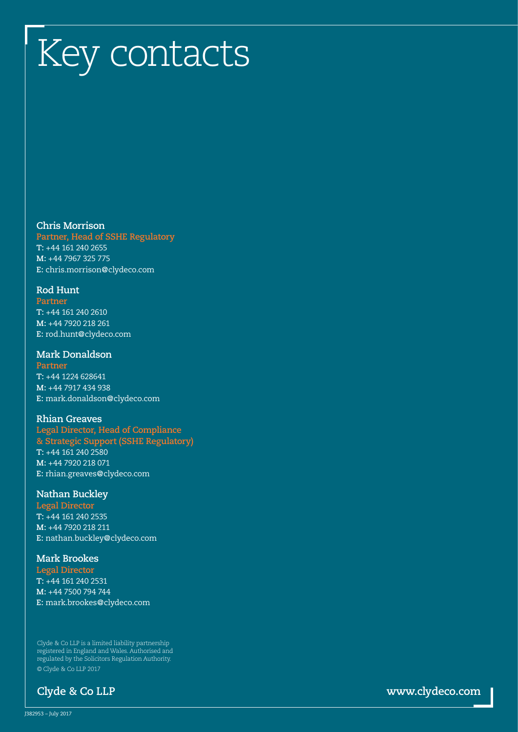# Key contacts

**Chris Morrison**
**Partner, Head of SSHE Regulatory**
**T:** +44 161 240 2655
**M:** +44 7967 325 775
**E:** chris.morrison@clydeco.com

**Rod Hunt**
**Partner**
**T:** +44 161 240 2610
**M:** +44 7920 218 261
**E:** rod.hunt@clydeco.com

**Mark Donaldson**
**Partner**
**T:** +44 1224 628641
**M:** +44 7917 434 938
**E:** mark.donaldson@clydeco.com

**Rhian Greaves**
**Legal Director, Head of Compliance & Strategic Support (SSHE Regulatory)**
**T:** +44 161 240 2580
**M:** +44 7920 218 071
**E:** rhian.greaves@clydeco.com

**Nathan Buckley**
**Legal Director**
**T:** +44 161 240 2535
**M:** +44 7920 218 211
**E:** nathan.buckley@clydeco.com

**Mark Brookes**
**Legal Director**
**T:** +44 161 240 2531
**M:** +44 7500 794 744
**E:** mark.brookes@clydeco.com

Clyde & Co LLP is a limited liability partnership registered in England and Wales. Authorised and regulated by the Solicitors Regulation Authority.

© Clyde & Co LLP 2017

**Clyde & Co LLP**

**www.clydeco.com**

J382953 – July 2017